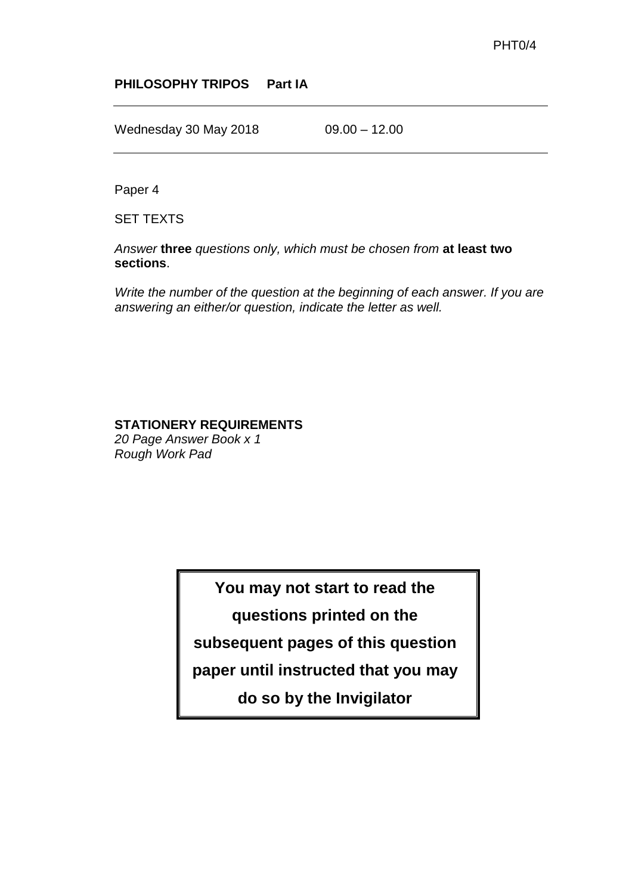PHT0/4

**PHILOSOPHY TRIPOS Part IA**

Wednesday 30 May 2018 09.00 – 12.00

Paper 4

SET TEXTS

*Answer* **three** *questions only, which must be chosen from* **at least two sections**.

*Write the number of the question at the beginning of each answer. If you are answering an either/or question, indicate the letter as well.*

**STATIONERY REQUIREMENTS**
*20 Page Answer Book x 1*
*Rough Work Pad*

**You may not start to read the questions printed on the subsequent pages of this question paper until instructed that you may do so by the Invigilator**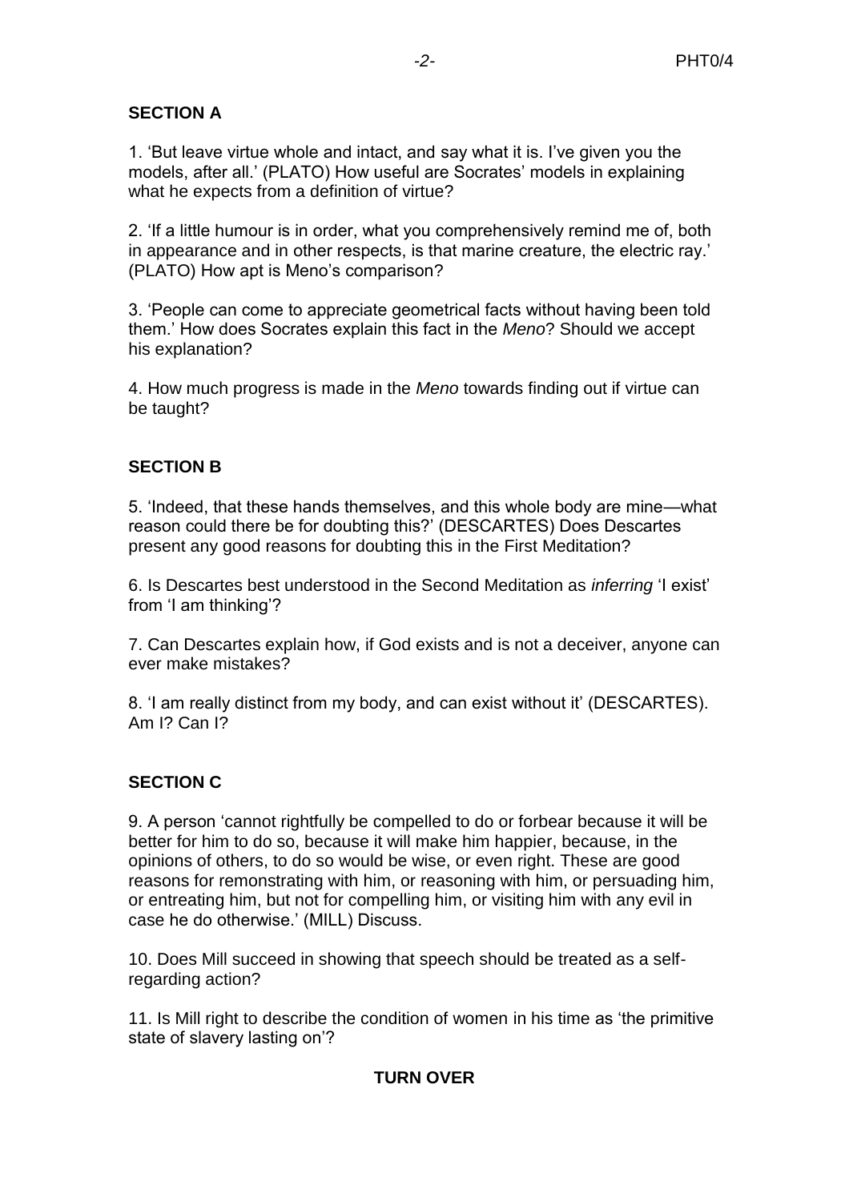**SECTION A**

1. 'But leave virtue whole and intact, and say what it is. I've given you the models, after all.' (PLATO) How useful are Socrates' models in explaining what he expects from a definition of virtue?

2. 'If a little humour is in order, what you comprehensively remind me of, both in appearance and in other respects, is that marine creature, the electric ray.' (PLATO) How apt is Meno's comparison?

3. 'People can come to appreciate geometrical facts without having been told them.' How does Socrates explain this fact in the *Meno*? Should we accept his explanation?

4. How much progress is made in the *Meno* towards finding out if virtue can be taught?

**SECTION B**

5. 'Indeed, that these hands themselves, and this whole body are mine—what reason could there be for doubting this?' (DESCARTES) Does Descartes present any good reasons for doubting this in the First Meditation?

6. Is Descartes best understood in the Second Meditation as *inferring* 'I exist' from 'I am thinking'?

7. Can Descartes explain how, if God exists and is not a deceiver, anyone can ever make mistakes?

8. 'I am really distinct from my body, and can exist without it' (DESCARTES). Am I? Can I?

**SECTION C**

9. A person 'cannot rightfully be compelled to do or forbear because it will be better for him to do so, because it will make him happier, because, in the opinions of others, to do so would be wise, or even right. These are good reasons for remonstrating with him, or reasoning with him, or persuading him, or entreating him, but not for compelling him, or visiting him with any evil in case he do otherwise.' (MILL) Discuss.

10. Does Mill succeed in showing that speech should be treated as a self-regarding action?

11. Is Mill right to describe the condition of women in his time as 'the primitive state of slavery lasting on'?

**TURN OVER**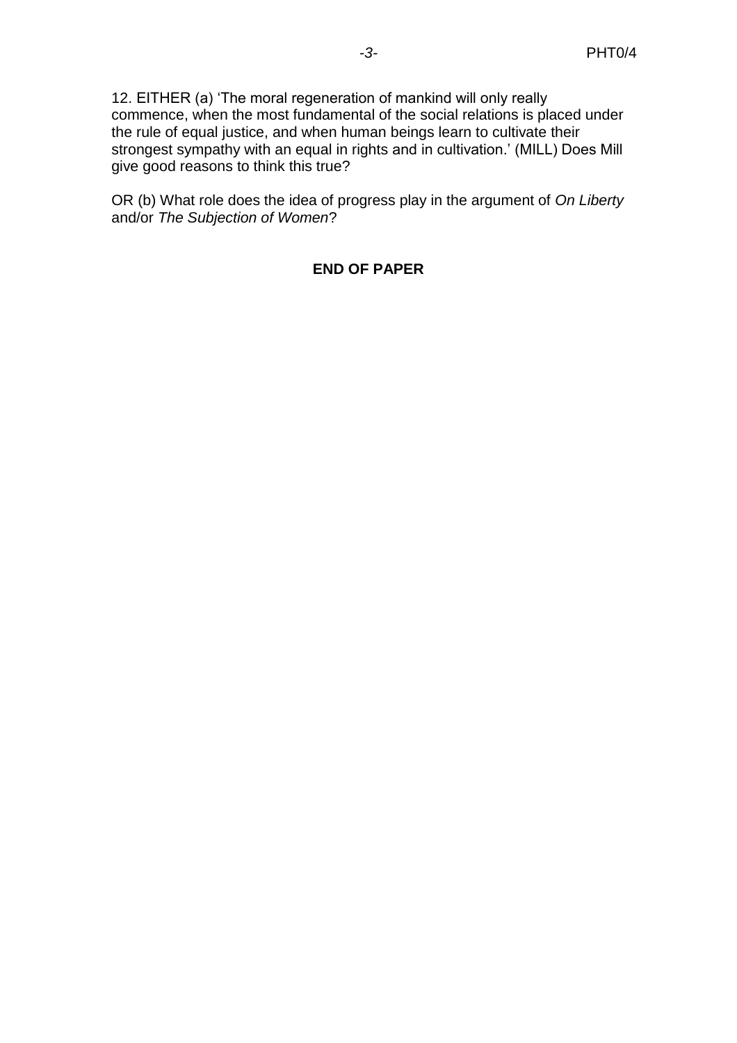12. EITHER (a) 'The moral regeneration of mankind will only really commence, when the most fundamental of the social relations is placed under the rule of equal justice, and when human beings learn to cultivate their strongest sympathy with an equal in rights and in cultivation.' (MILL) Does Mill give good reasons to think this true?

OR (b) What role does the idea of progress play in the argument of *On Liberty* and/or *The Subjection of Women*?

**END OF PAPER**